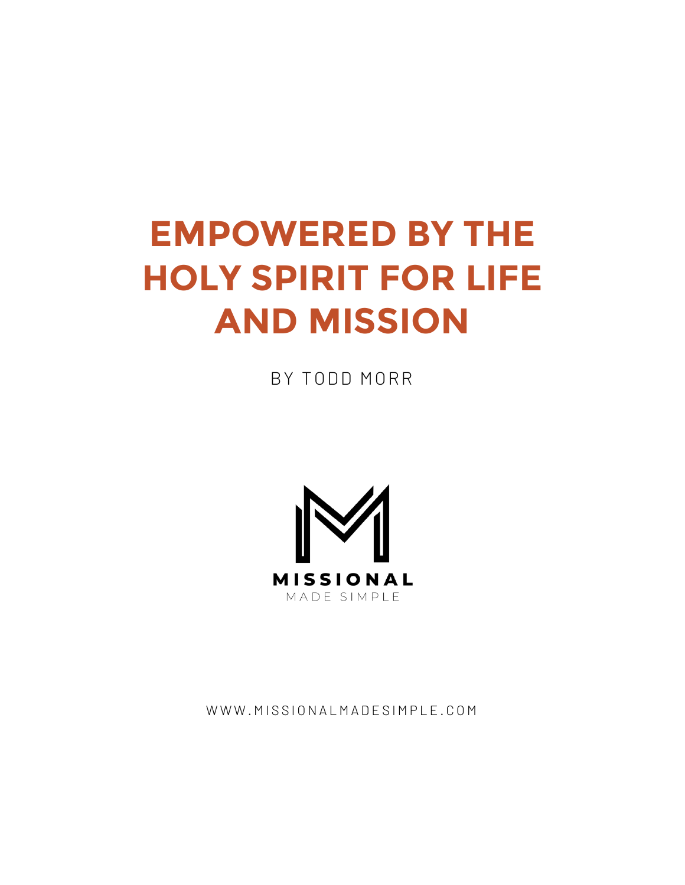# EMPOWERED BY THE HOLY SPIRIT FOR LIFE AND MISSION

BY TODD MORR

MISSIONAL

MADE SIMPLE

WWW.MISSIONALMADESIMPLE.COM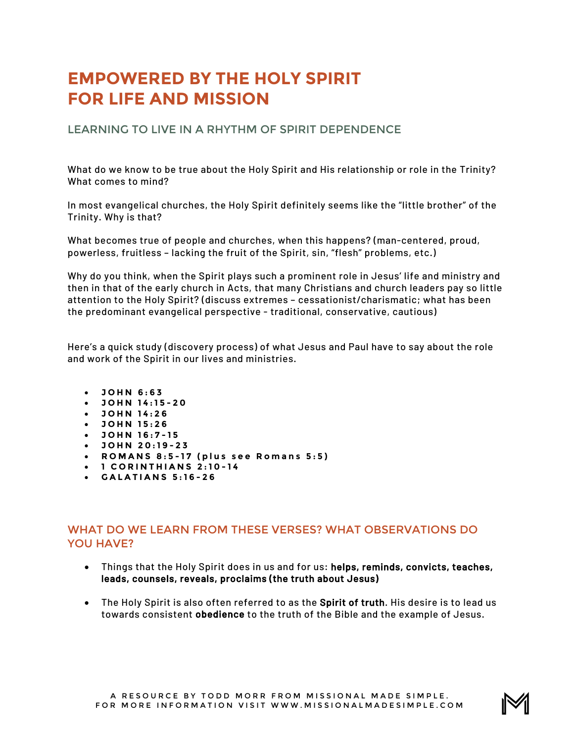# EMPOWERED BY THE HOLY SPIRIT FOR LIFE AND MISSION

## LEARNING TO LIVE IN A RHYTHM OF SPIRIT DEPENDENCE

What do we know to be true about the Holy Spirit and His relationship or role in the Trinity? What comes to mind?

In most evangelical churches, the Holy Spirit definitely seems like the "little brother" of the Trinity. Why is that?

What becomes true of people and churches, when this happens? (man-centered, proud, powerless, fruitless – lacking the fruit of the Spirit, sin, "flesh" problems, etc.)

Why do you think, when the Spirit plays such a prominent role in Jesus' life and ministry and then in that of the early church in Acts, that many Christians and church leaders pay so little attention to the Holy Spirit? (discuss extremes – cessationist/charismatic; what has been the predominant evangelical perspective - traditional, conservative, cautious)

Here's a quick study (discovery process) of what Jesus and Paul have to say about the role and work of the Spirit in our lives and ministries.

- **JOHN 6:63**
- **JOHN 14:15-20**
- **JOHN 14:26**
- **JOHN 15:26**
- **JOHN 16:7-15**
- **JOHN 20:19-23**
- **ROMANS 8:5-17 (plus see Romans 5:5)**
- **1 CORINTHIANS 2:10-14**
- **GALATIANS 5:16-26**

## WHAT DO WE LEARN FROM THESE VERSES? WHAT OBSERVATIONS DO YOU HAVE?

- Things that the Holy Spirit does in us and for us: **helps, reminds, convicts, teaches, leads, counsels, reveals, proclaims (the truth about Jesus)**
- The Holy Spirit is also often referred to as the **Spirit of truth**. His desire is to lead us towards consistent **obedience** to the truth of the Bible and the example of Jesus.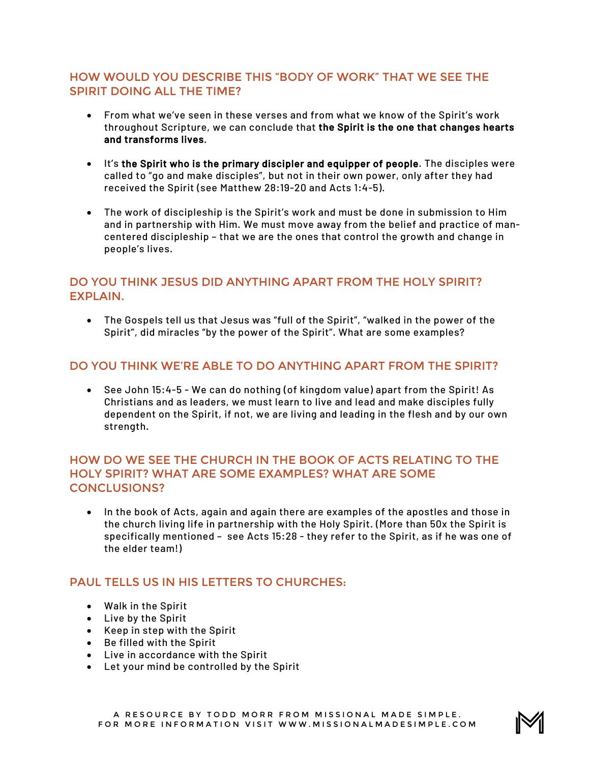## HOW WOULD YOU DESCRIBE THIS "BODY OF WORK" THAT WE SEE THE SPIRIT DOING ALL THE TIME?

- From what we've seen in these verses and from what we know of the Spirit's work throughout Scripture, we can conclude that **the Spirit is the one that changes hearts and transforms lives**.
- It's **the Spirit who is the primary discipler and equipper of people**. The disciples were called to "go and make disciples", but not in their own power, only after they had received the Spirit (see Matthew 28:19-20 and Acts 1:4-5).
- The work of discipleship is the Spirit's work and must be done in submission to Him and in partnership with Him. We must move away from the belief and practice of man-centered discipleship – that we are the ones that control the growth and change in people's lives.

## DO YOU THINK JESUS DID ANYTHING APART FROM THE HOLY SPIRIT? EXPLAIN.

- The Gospels tell us that Jesus was "full of the Spirit", "walked in the power of the Spirit", did miracles "by the power of the Spirit". What are some examples?

## DO YOU THINK WE'RE ABLE TO DO ANYTHING APART FROM THE SPIRIT?

- See John 15:4-5 - We can do nothing (of kingdom value) apart from the Spirit! As Christians and as leaders, we must learn to live and lead and make disciples fully dependent on the Spirit, if not, we are living and leading in the flesh and by our own strength.

## HOW DO WE SEE THE CHURCH IN THE BOOK OF ACTS RELATING TO THE HOLY SPIRIT? WHAT ARE SOME EXAMPLES? WHAT ARE SOME CONCLUSIONS?

- In the book of Acts, again and again there are examples of the apostles and those in the church living life in partnership with the Holy Spirit. (More than 50x the Spirit is specifically mentioned – see Acts 15:28 - they refer to the Spirit, as if he was one of the elder team!)

## PAUL TELLS US IN HIS LETTERS TO CHURCHES:

- Walk in the Spirit
- Live by the Spirit
- Keep in step with the Spirit
- Be filled with the Spirit
- Live in accordance with the Spirit
- Let your mind be controlled by the Spirit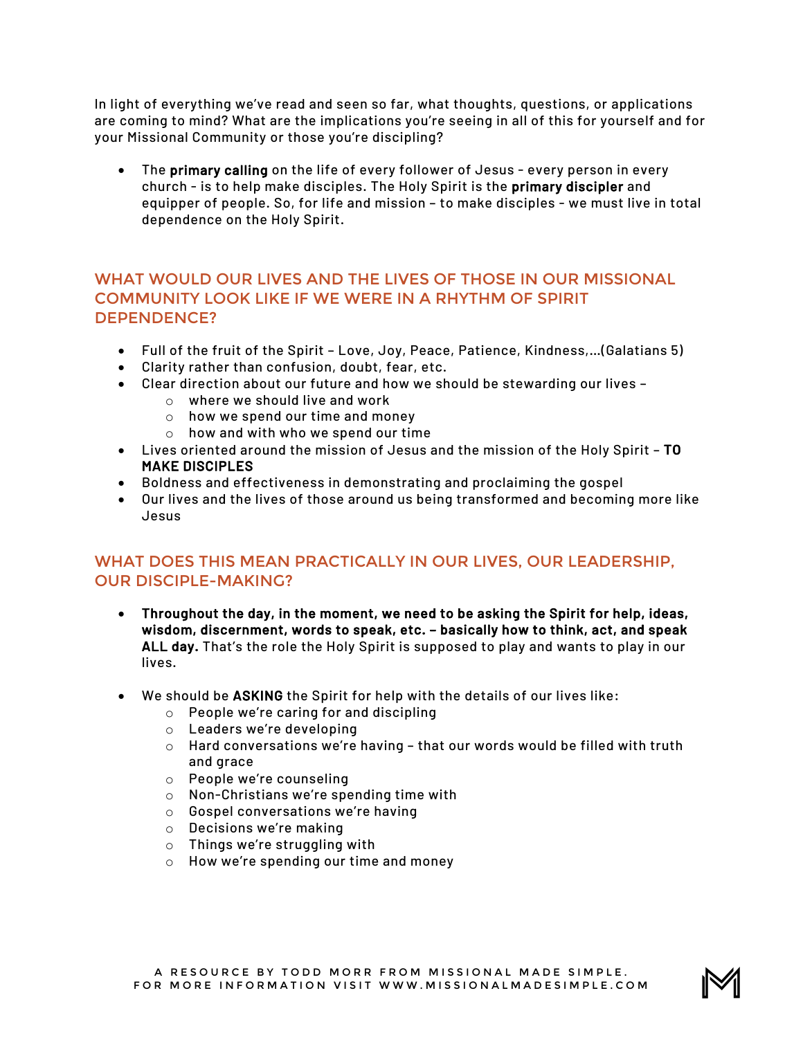In light of everything we've read and seen so far, what thoughts, questions, or applications are coming to mind? What are the implications you're seeing in all of this for yourself and for your Missional Community or those you're discipling?

- The **primary calling** on the life of every follower of Jesus - every person in every church - is to help make disciples. The Holy Spirit is the **primary discipler** and equipper of people. So, for life and mission – to make disciples - we must live in total dependence on the Holy Spirit.

## WHAT WOULD OUR LIVES AND THE LIVES OF THOSE IN OUR MISSIONAL COMMUNITY LOOK LIKE IF WE WERE IN A RHYTHM OF SPIRIT DEPENDENCE?

- Full of the fruit of the Spirit – Love, Joy, Peace, Patience, Kindness,…(Galatians 5)
- Clarity rather than confusion, doubt, fear, etc.
- Clear direction about our future and how we should be stewarding our lives –
  - where we should live and work
  - how we spend our time and money
  - how and with who we spend our time
- Lives oriented around the mission of Jesus and the mission of the Holy Spirit – **TO MAKE DISCIPLES**
- Boldness and effectiveness in demonstrating and proclaiming the gospel
- Our lives and the lives of those around us being transformed and becoming more like Jesus

## WHAT DOES THIS MEAN PRACTICALLY IN OUR LIVES, OUR LEADERSHIP, OUR DISCIPLE-MAKING?

- **Throughout the day, in the moment, we need to be asking the Spirit for help, ideas, wisdom, discernment, words to speak, etc. – basically how to think, act, and speak ALL day.** That's the role the Holy Spirit is supposed to play and wants to play in our lives.

- We should be **ASKING** the Spirit for help with the details of our lives like:
  - People we're caring for and discipling
  - Leaders we're developing
  - Hard conversations we're having – that our words would be filled with truth and grace
  - People we're counseling
  - Non-Christians we're spending time with
  - Gospel conversations we're having
  - Decisions we're making
  - Things we're struggling with
  - How we're spending our time and money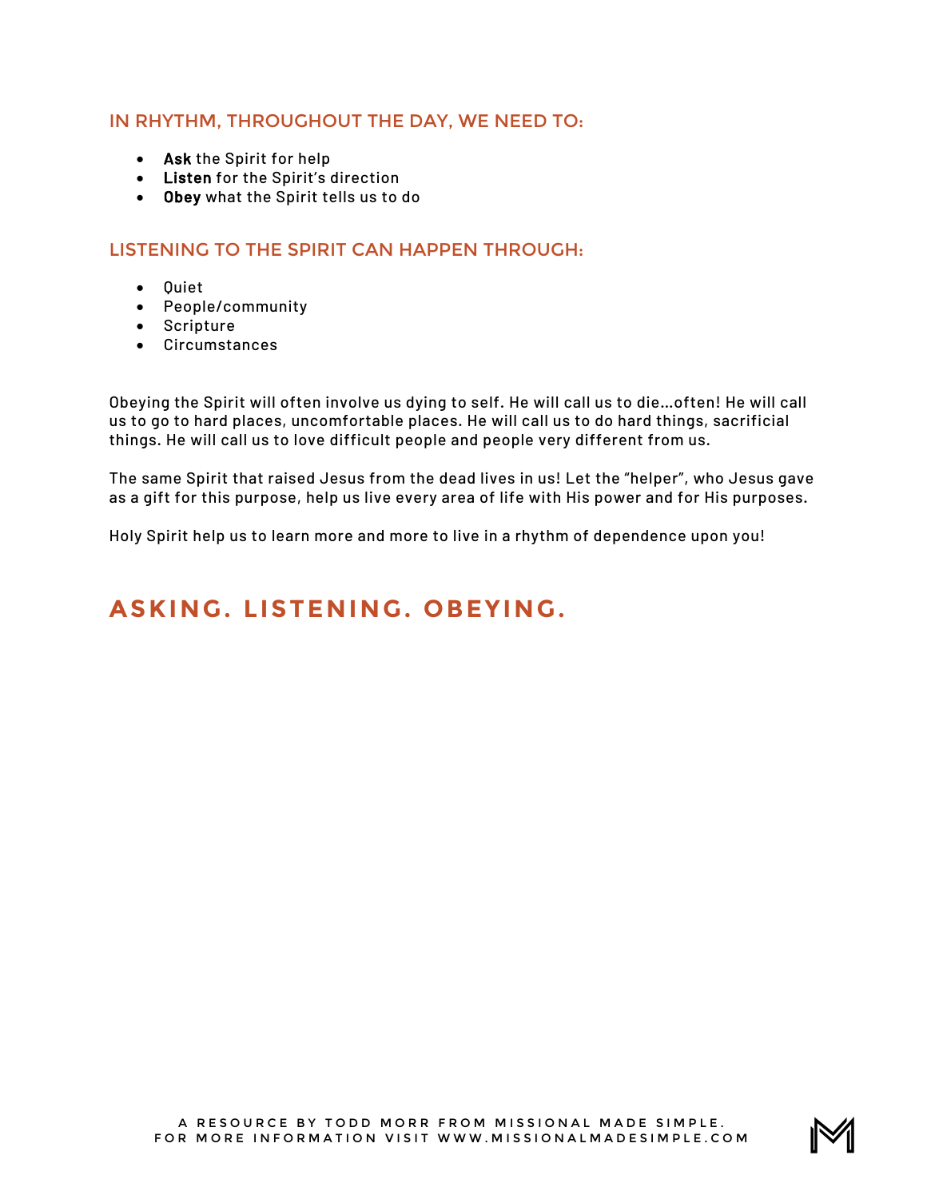### IN RHYTHM, THROUGHOUT THE DAY, WE NEED TO:

- **Ask** the Spirit for help
- **Listen** for the Spirit's direction
- **Obey** what the Spirit tells us to do

### LISTENING TO THE SPIRIT CAN HAPPEN THROUGH:

- Quiet
- People/community
- Scripture
- Circumstances

Obeying the Spirit will often involve us dying to self. He will call us to die…often! He will call us to go to hard places, uncomfortable places. He will call us to do hard things, sacrificial things. He will call us to love difficult people and people very different from us.

The same Spirit that raised Jesus from the dead lives in us! Let the "helper", who Jesus gave as a gift for this purpose, help us live every area of life with His power and for His purposes.

Holy Spirit help us to learn more and more to live in a rhythm of dependence upon you!

## ASKING. LISTENING. OBEYING.

A RESOURCE BY TODD MORR FROM MISSIONAL MADE SIMPLE.
FOR MORE INFORMATION VISIT WWW.MISSIONALMADESIMPLE.COM